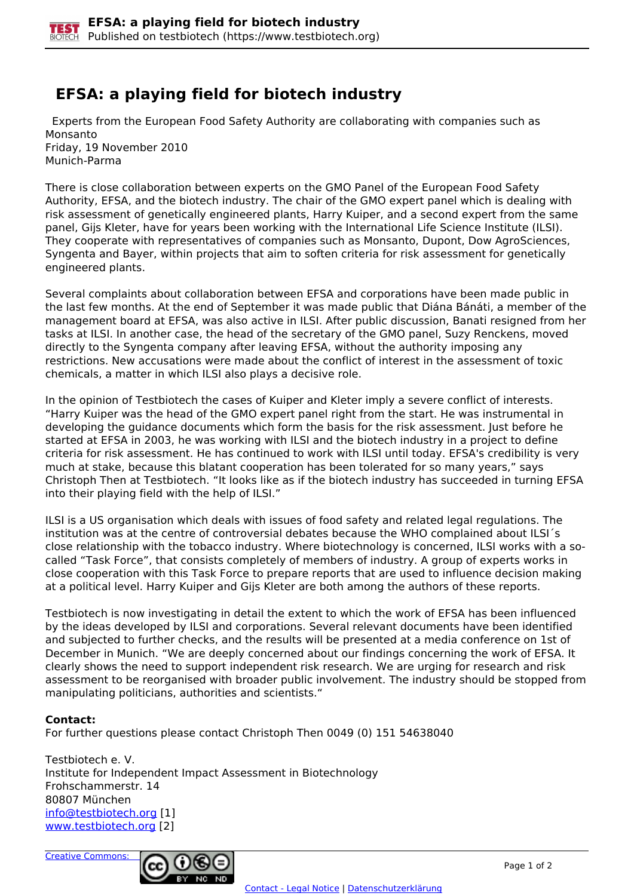# EFSA: a playing field for biotech industry

Experts from the European Food Safety Authority are collaborating with companies such as Monsanto
Friday, 19 November 2010
Munich-Parma

There is close collaboration between experts on the GMO Panel of the European Food Safety Authority, EFSA, and the biotech industry. The chair of the GMO expert panel which is dealing with risk assessment of genetically engineered plants, Harry Kuiper, and a second expert from the same panel, Gijs Kleter, have for years been working with the International Life Science Institute (ILSI). They cooperate with representatives of companies such as Monsanto, Dupont, Dow AgroSciences, Syngenta and Bayer, within projects that aim to soften criteria for risk assessment for genetically engineered plants.

Several complaints about collaboration between EFSA and corporations have been made public in the last few months. At the end of September it was made public that Diána Bánáti, a member of the management board at EFSA, was also active in ILSI. After public discussion, Banati resigned from her tasks at ILSI. In another case, the head of the secretary of the GMO panel, Suzy Renckens, moved directly to the Syngenta company after leaving EFSA, without the authority imposing any restrictions. New accusations were made about the conflict of interest in the assessment of toxic chemicals, a matter in which ILSI also plays a decisive role.

In the opinion of Testbiotech the cases of Kuiper and Kleter imply a severe conflict of interests. “Harry Kuiper was the head of the GMO expert panel right from the start. He was instrumental in developing the guidance documents which form the basis for the risk assessment. Just before he started at EFSA in 2003, he was working with ILSI and the biotech industry in a project to define criteria for risk assessment. He has continued to work with ILSI until today. EFSA's credibility is very much at stake, because this blatant cooperation has been tolerated for so many years,” says Christoph Then at Testbiotech. “It looks like as if the biotech industry has succeeded in turning EFSA into their playing field with the help of ILSI.”

ILSI is a US organisation which deals with issues of food safety and related legal regulations. The institution was at the centre of controversial debates because the WHO complained about ILSI´s close relationship with the tobacco industry. Where biotechnology is concerned, ILSI works with a so-called “Task Force”, that consists completely of members of industry. A group of experts works in close cooperation with this Task Force to prepare reports that are used to influence decision making at a political level. Harry Kuiper and Gijs Kleter are both among the authors of these reports.

Testbiotech is now investigating in detail the extent to which the work of EFSA has been influenced by the ideas developed by ILSI and corporations. Several relevant documents have been identified and subjected to further checks, and the results will be presented at a media conference on 1st of December in Munich. “We are deeply concerned about our findings concerning the work of EFSA. It clearly shows the need to support independent risk research. We are urging for research and risk assessment to be reorganised with broader public involvement. The industry should be stopped from manipulating politicians, authorities and scientists.“

**Contact:**
For further questions please contact Christoph Then 0049 (0) 151 54638040

Testbiotech e. V.
Institute for Independent Impact Assessment in Biotechnology
Frohschammerstr. 14
80807 München
info@testbiotech.org [1]
www.testbiotech.org [2]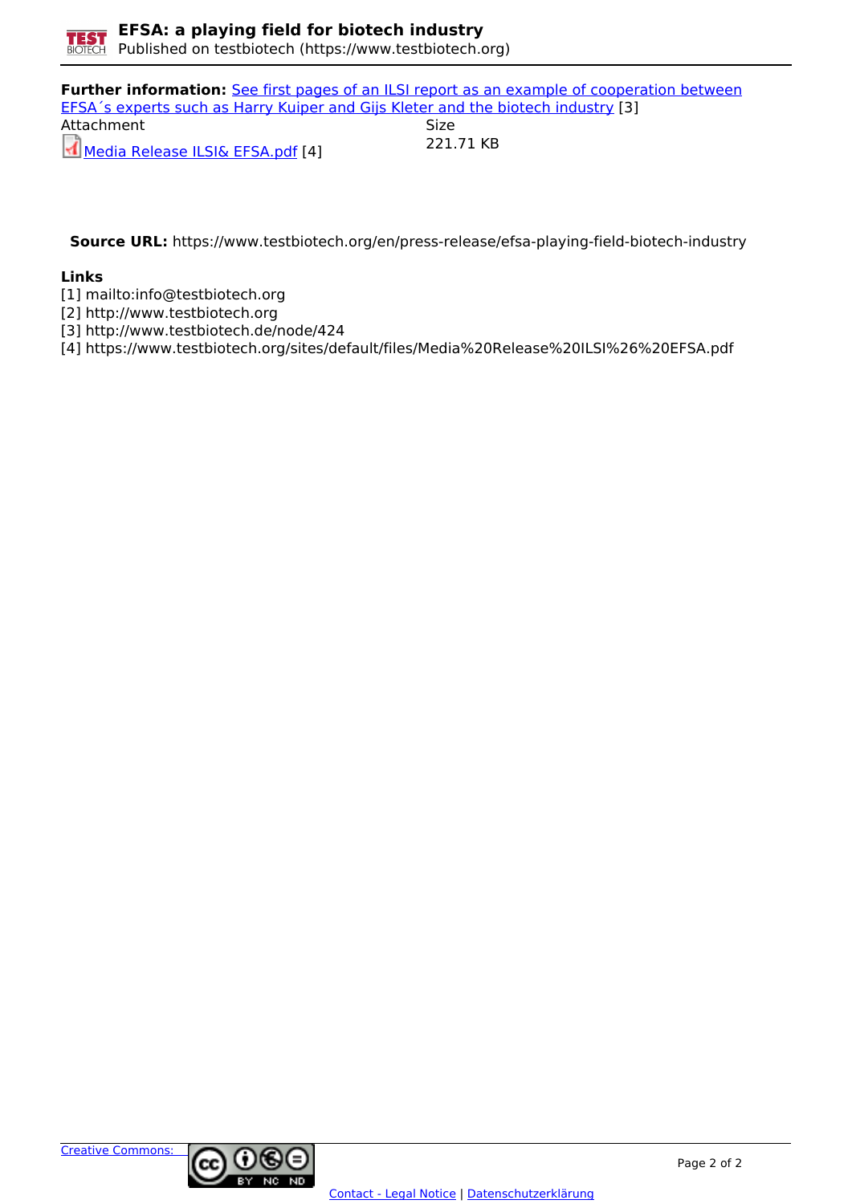**Further information:** See first pages of an ILSI report as an example of cooperation between EFSA´s experts such as Harry Kuiper and Gijs Kleter and the biotech industry [3]

| Attachment | Size |
| --- | --- |
| Media Release ILSI& EFSA.pdf [4] | 221.71 KB |

**Source URL:** https://www.testbiotech.org/en/press-release/efsa-playing-field-biotech-industry

**Links**

[1] mailto:info@testbiotech.org
[2] http://www.testbiotech.org
[3] http://www.testbiotech.de/node/424
[4] https://www.testbiotech.org/sites/default/files/Media%20Release%20ILSI%26%20EFSA.pdf